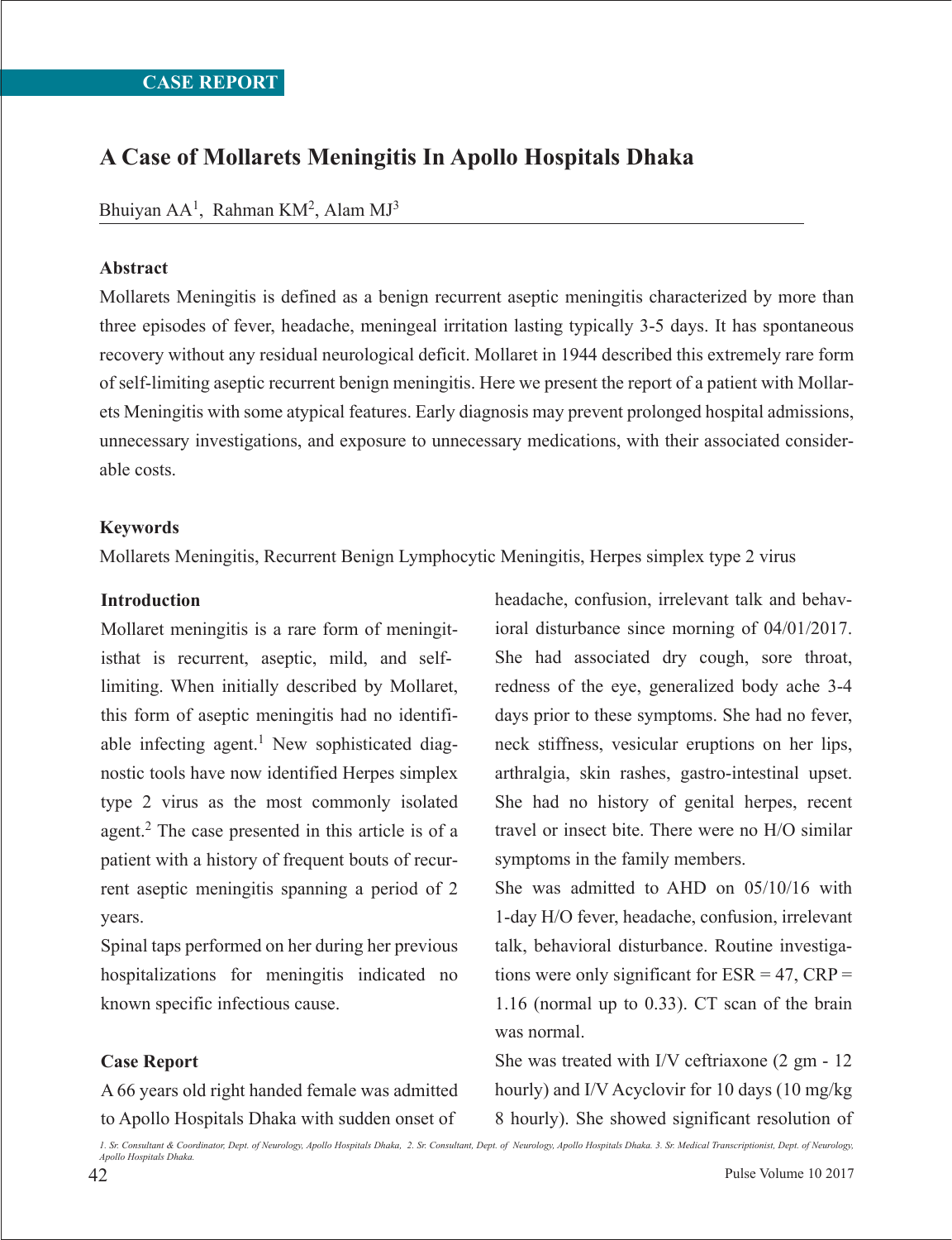CASE REPORT

# A Case of Mollarets Meningitis In Apollo Hospitals Dhaka

Bhuiyan AA[1], Rahman KM[2], Alam MJ[3]

### Abstract

Mollarets Meningitis is defined as a benign recurrent aseptic meningitis characterized by more than three episodes of fever, headache, meningeal irritation lasting typically 3-5 days. It has spontaneous recovery without any residual neurological deficit. Mollaret in 1944 described this extremely rare form of self-limiting aseptic recurrent benign meningitis. Here we present the report of a patient with Mollarets Meningitis with some atypical features. Early diagnosis may prevent prolonged hospital admissions, unnecessary investigations, and exposure to unnecessary medications, with their associated considerable costs.

### Keywords

Mollarets Meningitis, Recurrent Benign Lymphocytic Meningitis, Herpes simplex type 2 virus

### Introduction

Mollaret meningitis is a rare form of meningitisthat is recurrent, aseptic, mild, and self-limiting. When initially described by Mollaret, this form of aseptic meningitis had no identifiable infecting agent.[1] New sophisticated diagnostic tools have now identified Herpes simplex type 2 virus as the most commonly isolated agent.[2] The case presented in this article is of a patient with a history of frequent bouts of recurrent aseptic meningitis spanning a period of 2 years.

Spinal taps performed on her during her previous hospitalizations for meningitis indicated no known specific infectious cause.

### Case Report

A 66 years old right handed female was admitted to Apollo Hospitals Dhaka with sudden onset of headache, confusion, irrelevant talk and behavioral disturbance since morning of 04/01/2017. She had associated dry cough, sore throat, redness of the eye, generalized body ache 3-4 days prior to these symptoms. She had no fever, neck stiffness, vesicular eruptions on her lips, arthralgia, skin rashes, gastro-intestinal upset. She had no history of genital herpes, recent travel or insect bite. There were no H/O similar symptoms in the family members.

She was admitted to AHD on 05/10/16 with 1-day H/O fever, headache, confusion, irrelevant talk, behavioral disturbance. Routine investigations were only significant for ESR = 47, CRP = 1.16 (normal up to 0.33). CT scan of the brain was normal.

She was treated with I/V ceftriaxone (2 gm - 12 hourly) and I/V Acyclovir for 10 days (10 mg/kg 8 hourly). She showed significant resolution of

1. Sr. Consultant & Coordinator, Dept. of Neurology, Apollo Hospitals Dhaka, 2. Sr. Consultant, Dept. of Neurology, Apollo Hospitals Dhaka. 3. Sr. Medical Transcriptionist, Dept. of Neurology, Apollo Hospitals Dhaka.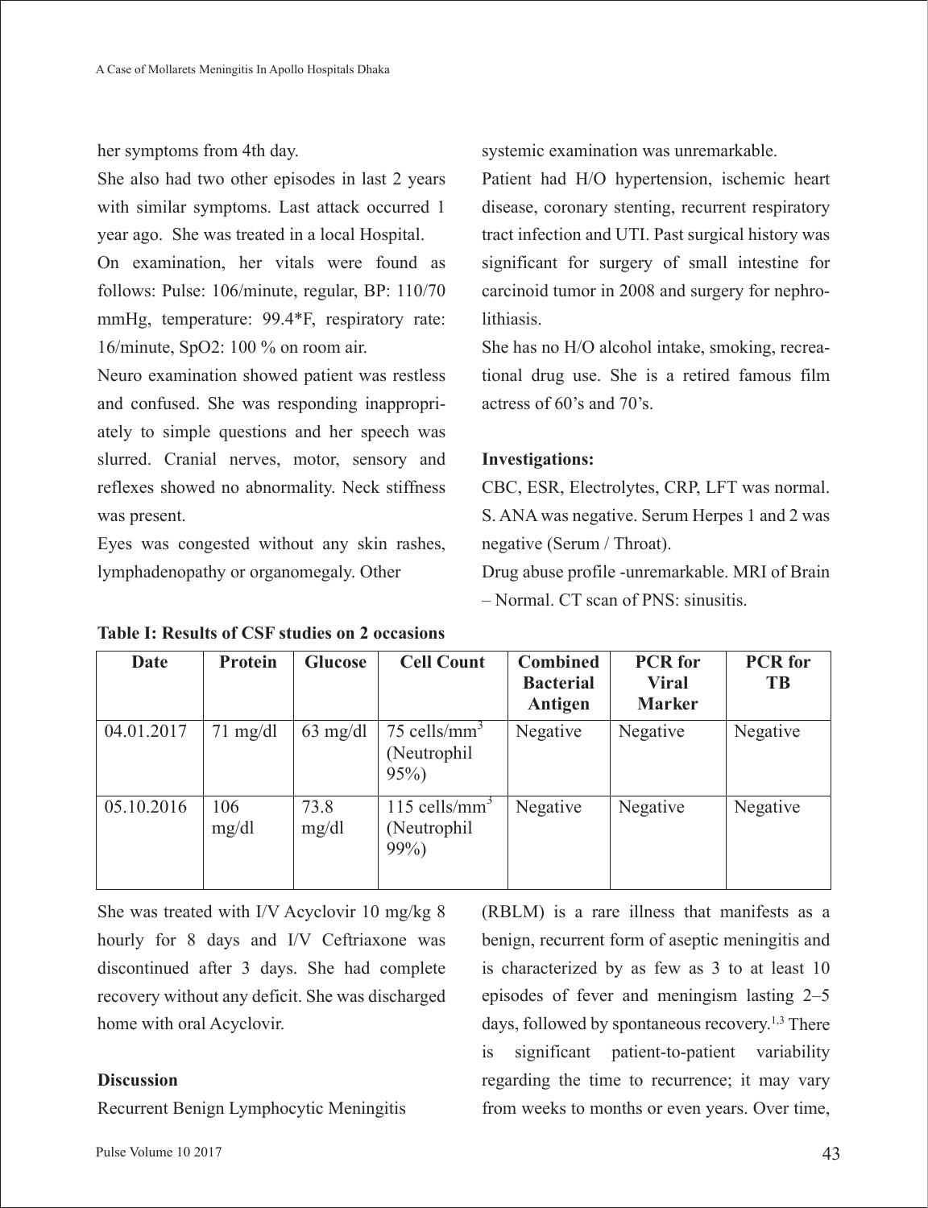her symptoms from 4th day.

She also had two other episodes in last 2 years with similar symptoms. Last attack occurred 1 year ago. She was treated in a local Hospital.

On examination, her vitals were found as follows: Pulse: 106/minute, regular, BP: 110/70 mmHg, temperature: 99.4*F, respiratory rate: 16/minute, SpO2: 100 % on room air.

Neuro examination showed patient was restless and confused. She was responding inappropriately to simple questions and her speech was slurred. Cranial nerves, motor, sensory and reflexes showed no abnormality. Neck stiffness was present.

Eyes was congested without any skin rashes, lymphadenopathy or organomegaly. Other systemic examination was unremarkable.

Patient had H/O hypertension, ischemic heart disease, coronary stenting, recurrent respiratory tract infection and UTI. Past surgical history was significant for surgery of small intestine for carcinoid tumor in 2008 and surgery for nephrolithiasis.

She has no H/O alcohol intake, smoking, recreational drug use. She is a retired famous film actress of 60's and 70's.

**Investigations:**

CBC, ESR, Electrolytes, CRP, LFT was normal. S. ANA was negative. Serum Herpes 1 and 2 was negative (Serum / Throat).

Drug abuse profile -unremarkable. MRI of Brain – Normal. CT scan of PNS: sinusitis.

**Table I: Results of CSF studies on 2 occasions**

| Date | Protein | Glucose | Cell Count | Combined Bacterial Antigen | PCR for Viral Marker | PCR for TB |
|---|---|---|---|---|---|---|
| 04.01.2017 | 71 mg/dl | 63 mg/dl | 75 cells/mm$^3$ (Neutrophil 95%) | Negative | Negative | Negative |
| 05.10.2016 | 106 mg/dl | 73.8 mg/dl | 115 cells/mm$^3$ (Neutrophil 99%) | Negative | Negative | Negative |

She was treated with I/V Acyclovir 10 mg/kg 8 hourly for 8 days and I/V Ceftriaxone was discontinued after 3 days. She had complete recovery without any deficit. She was discharged home with oral Acyclovir.

**Discussion**

Recurrent Benign Lymphocytic Meningitis (RBLM) is a rare illness that manifests as a benign, recurrent form of aseptic meningitis and is characterized by as few as 3 to at least 10 episodes of fever and meningism lasting 2–5 days, followed by spontaneous recovery.[1,3] There is significant patient-to-patient variability regarding the time to recurrence; it may vary from weeks to months or even years. Over time,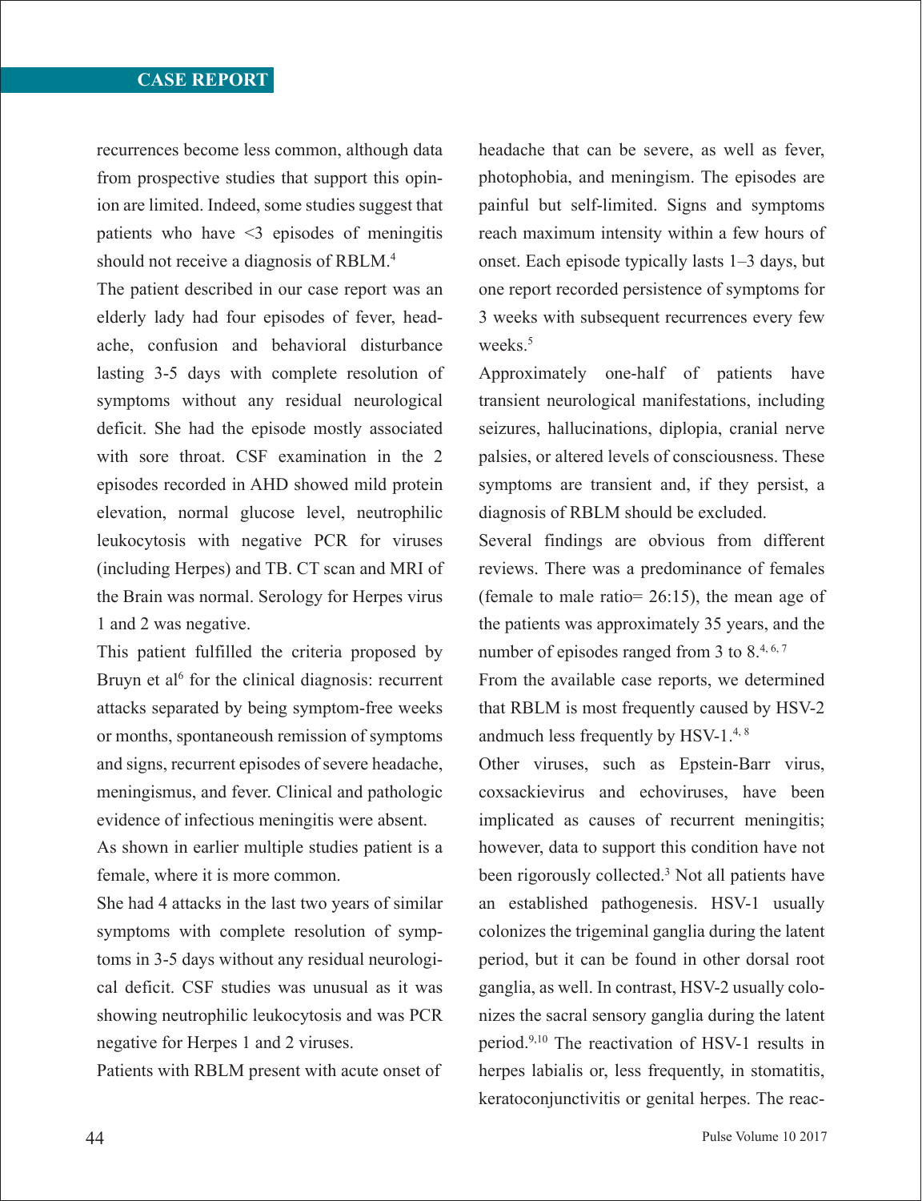recurrences become less common, although data from prospective studies that support this opinion are limited. Indeed, some studies suggest that patients who have <3 episodes of meningitis should not receive a diagnosis of RBLM.[4]

The patient described in our case report was an elderly lady had four episodes of fever, headache, confusion and behavioral disturbance lasting 3-5 days with complete resolution of symptoms without any residual neurological deficit. She had the episode mostly associated with sore throat. CSF examination in the 2 episodes recorded in AHD showed mild protein elevation, normal glucose level, neutrophilic leukocytosis with negative PCR for viruses (including Herpes) and TB. CT scan and MRI of the Brain was normal. Serology for Herpes virus 1 and 2 was negative.

This patient fulfilled the criteria proposed by Bruyn et al[6] for the clinical diagnosis: recurrent attacks separated by being symptom-free weeks or months, spontaneoush remission of symptoms and signs, recurrent episodes of severe headache, meningismus, and fever. Clinical and pathologic evidence of infectious meningitis were absent.

As shown in earlier multiple studies patient is a female, where it is more common.

She had 4 attacks in the last two years of similar symptoms with complete resolution of symptoms in 3-5 days without any residual neurological deficit. CSF studies was unusual as it was showing neutrophilic leukocytosis and was PCR negative for Herpes 1 and 2 viruses.

Patients with RBLM present with acute onset of headache that can be severe, as well as fever, photophobia, and meningism. The episodes are painful but self-limited. Signs and symptoms reach maximum intensity within a few hours of onset. Each episode typically lasts 1–3 days, but one report recorded persistence of symptoms for 3 weeks with subsequent recurrences every few weeks.[5]

Approximately one-half of patients have transient neurological manifestations, including seizures, hallucinations, diplopia, cranial nerve palsies, or altered levels of consciousness. These symptoms are transient and, if they persist, a diagnosis of RBLM should be excluded.

Several findings are obvious from different reviews. There was a predominance of females (female to male ratio= 26:15), the mean age of the patients was approximately 35 years, and the number of episodes ranged from 3 to 8.[4, 6, 7]

From the available case reports, we determined that RBLM is most frequently caused by HSV-2 andmuch less frequently by HSV-1.[4, 8]

Other viruses, such as Epstein-Barr virus, coxsackievirus and echoviruses, have been implicated as causes of recurrent meningitis; however, data to support this condition have not been rigorously collected.[3] Not all patients have an established pathogenesis. HSV-1 usually colonizes the trigeminal ganglia during the latent period, but it can be found in other dorsal root ganglia, as well. In contrast, HSV-2 usually colonizes the sacral sensory ganglia during the latent period.[9,10] The reactivation of HSV-1 results in herpes labialis or, less frequently, in stomatitis, keratoconjunctivitis or genital herpes. The reac-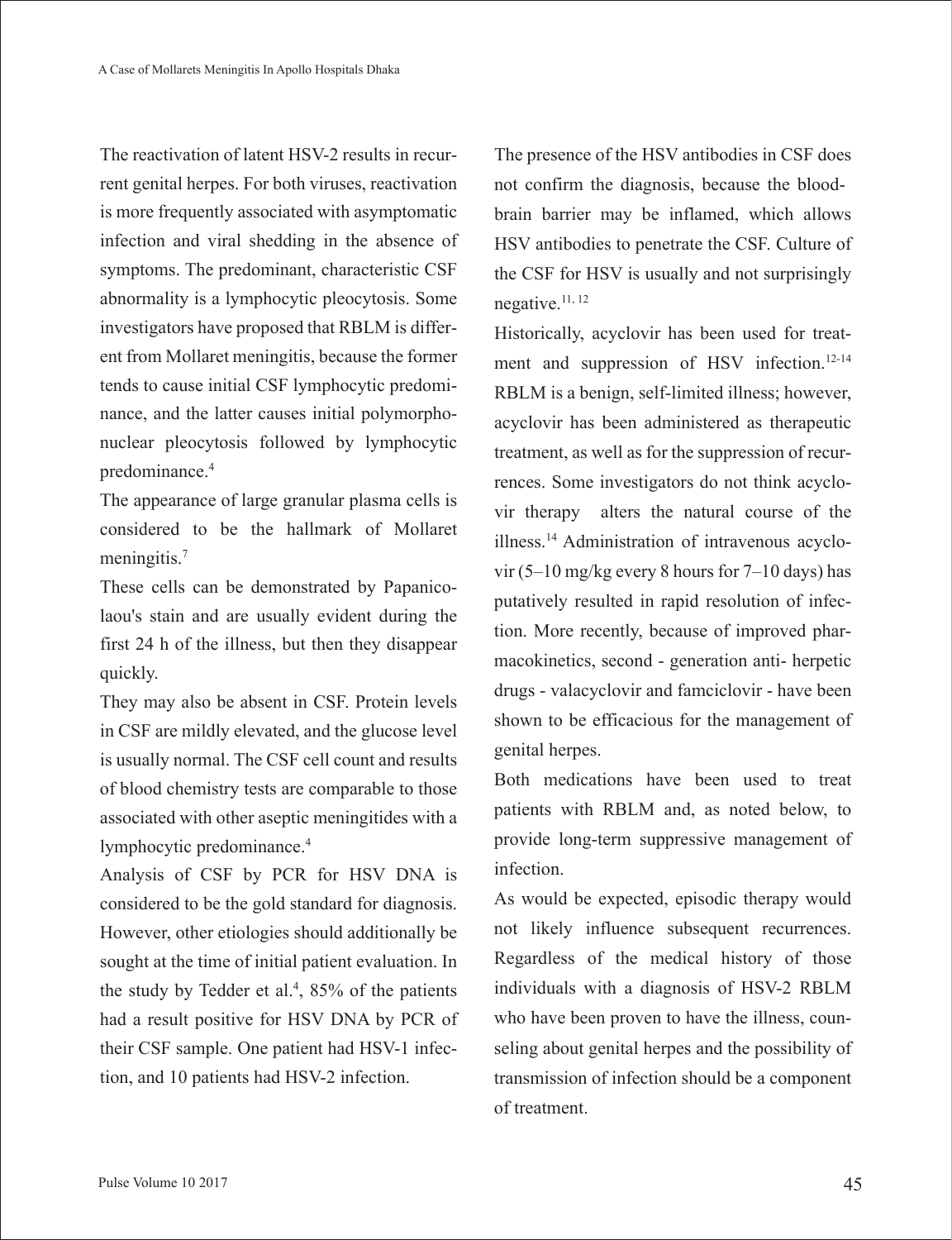The reactivation of latent HSV-2 results in recurrent genital herpes. For both viruses, reactivation is more frequently associated with asymptomatic infection and viral shedding in the absence of symptoms. The predominant, characteristic CSF abnormality is a lymphocytic pleocytosis. Some investigators have proposed that RBLM is different from Mollaret meningitis, because the former tends to cause initial CSF lymphocytic predominance, and the latter causes initial polymorphonuclear pleocytosis followed by lymphocytic predominance.[4]

The appearance of large granular plasma cells is considered to be the hallmark of Mollaret meningitis.[7]

These cells can be demonstrated by Papanicolaou's stain and are usually evident during the first 24 h of the illness, but then they disappear quickly.

They may also be absent in CSF. Protein levels in CSF are mildly elevated, and the glucose level is usually normal. The CSF cell count and results of blood chemistry tests are comparable to those associated with other aseptic meningitides with a lymphocytic predominance.[4]

Analysis of CSF by PCR for HSV DNA is considered to be the gold standard for diagnosis. However, other etiologies should additionally be sought at the time of initial patient evaluation. In the study by Tedder et al.[4], 85% of the patients had a result positive for HSV DNA by PCR of their CSF sample. One patient had HSV-1 infection, and 10 patients had HSV-2 infection.

The presence of the HSV antibodies in CSF does not confirm the diagnosis, because the blood-brain barrier may be inflamed, which allows HSV antibodies to penetrate the CSF. Culture of the CSF for HSV is usually and not surprisingly negative.[11, 12]

Historically, acyclovir has been used for treatment and suppression of HSV infection.[12-14] RBLM is a benign, self-limited illness; however, acyclovir has been administered as therapeutic treatment, as well as for the suppression of recurrences. Some investigators do not think acyclovir therapy alters the natural course of the illness.[14] Administration of intravenous acyclovir (5–10 mg/kg every 8 hours for 7–10 days) has putatively resulted in rapid resolution of infection. More recently, because of improved pharmacokinetics, second - generation anti- herpetic drugs - valacyclovir and famciclovir - have been shown to be efficacious for the management of genital herpes.

Both medications have been used to treat patients with RBLM and, as noted below, to provide long-term suppressive management of infection.

As would be expected, episodic therapy would not likely influence subsequent recurrences. Regardless of the medical history of those individuals with a diagnosis of HSV-2 RBLM who have been proven to have the illness, counseling about genital herpes and the possibility of transmission of infection should be a component of treatment.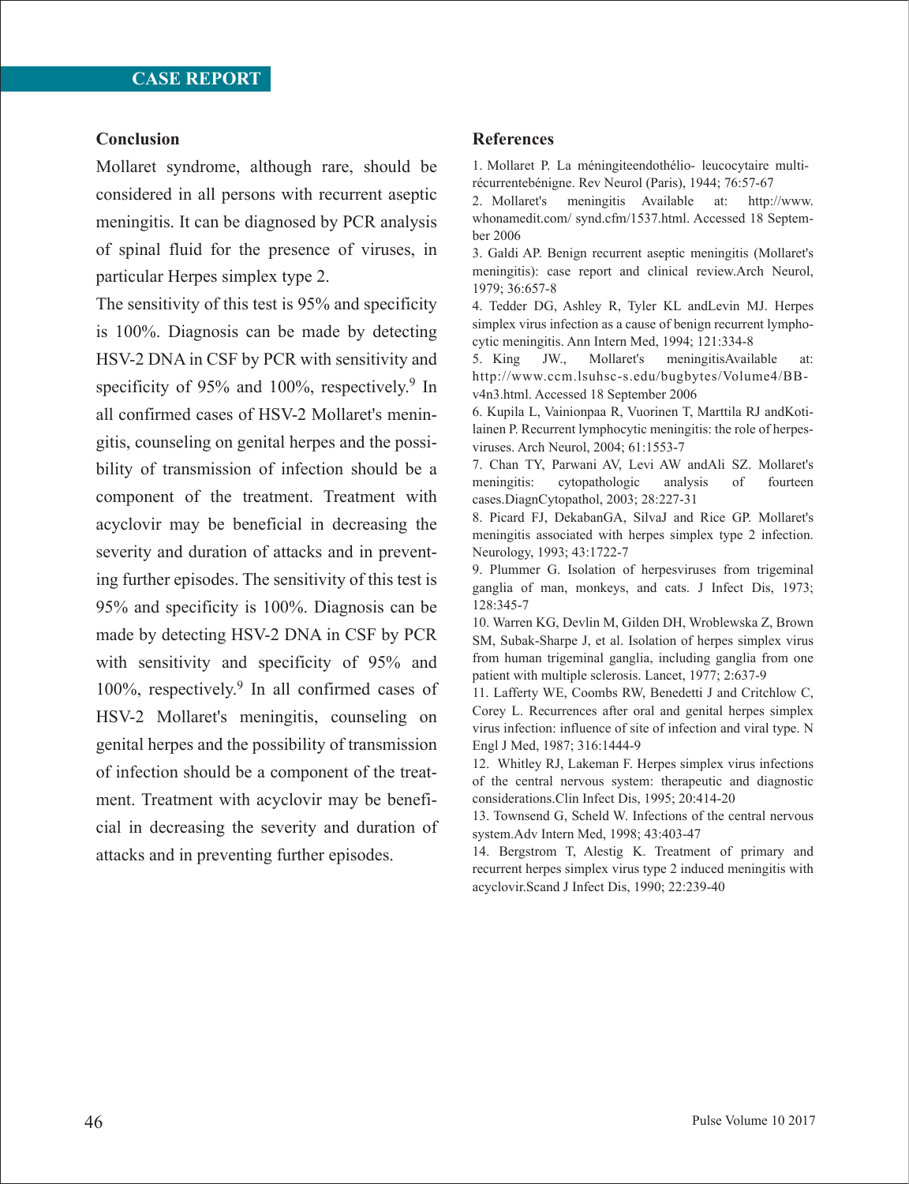## Conclusion

Mollaret syndrome, although rare, should be considered in all persons with recurrent aseptic meningitis. It can be diagnosed by PCR analysis of spinal fluid for the presence of viruses, in particular Herpes simplex type 2.

The sensitivity of this test is 95% and specificity is 100%. Diagnosis can be made by detecting HSV-2 DNA in CSF by PCR with sensitivity and specificity of 95% and 100%, respectively.[9] In all confirmed cases of HSV-2 Mollaret's meningitis, counseling on genital herpes and the possibility of transmission of infection should be a component of the treatment. Treatment with acyclovir may be beneficial in decreasing the severity and duration of attacks and in preventing further episodes. The sensitivity of this test is 95% and specificity is 100%. Diagnosis can be made by detecting HSV-2 DNA in CSF by PCR with sensitivity and specificity of 95% and 100%, respectively.[9] In all confirmed cases of HSV-2 Mollaret's meningitis, counseling on genital herpes and the possibility of transmission of infection should be a component of the treatment. Treatment with acyclovir may be beneficial in decreasing the severity and duration of attacks and in preventing further episodes.

## References

1. Mollaret P. La méningiteendothélio- leucocytaire multi-récurrentebénigne. Rev Neurol (Paris), 1944; 76:57-67
2. Mollaret's meningitis Available at: http://www.whonamedit.com/ synd.cfm/1537.html. Accessed 18 September 2006
3. Galdi AP. Benign recurrent aseptic meningitis (Mollaret's meningitis): case report and clinical review.Arch Neurol, 1979; 36:657-8
4. Tedder DG, Ashley R, Tyler KL andLevin MJ. Herpes simplex virus infection as a cause of benign recurrent lymphocytic meningitis. Ann Intern Med, 1994; 121:334-8
5. King JW., Mollaret's meningitisAvailable at: http://www.ccm.lsuhsc-s.edu/bugbytes/Volume4/BB-v4n3.html. Accessed 18 September 2006
6. Kupila L, Vainionpaa R, Vuorinen T, Marttila RJ andKotilainen P. Recurrent lymphocytic meningitis: the role of herpesviruses. Arch Neurol, 2004; 61:1553-7
7. Chan TY, Parwani AV, Levi AW andAli SZ. Mollaret's meningitis: cytopathologic analysis of fourteen cases.DiagnCytopathol, 2003; 28:227-31
8. Picard FJ, DekabanGA, SilvaJ and Rice GP. Mollaret's meningitis associated with herpes simplex type 2 infection. Neurology, 1993; 43:1722-7
9. Plummer G. Isolation of herpesviruses from trigeminal ganglia of man, monkeys, and cats. J Infect Dis, 1973; 128:345-7
10. Warren KG, Devlin M, Gilden DH, Wroblewska Z, Brown SM, Subak-Sharpe J, et al. Isolation of herpes simplex virus from human trigeminal ganglia, including ganglia from one patient with multiple sclerosis. Lancet, 1977; 2:637-9
11. Lafferty WE, Coombs RW, Benedetti J and Critchlow C, Corey L. Recurrences after oral and genital herpes simplex virus infection: influence of site of infection and viral type. N Engl J Med, 1987; 316:1444-9
12. Whitley RJ, Lakeman F. Herpes simplex virus infections of the central nervous system: therapeutic and diagnostic considerations.Clin Infect Dis, 1995; 20:414-20
13. Townsend G, Scheld W. Infections of the central nervous system.Adv Intern Med, 1998; 43:403-47
14. Bergstrom T, Alestig K. Treatment of primary and recurrent herpes simplex virus type 2 induced meningitis with acyclovir.Scand J Infect Dis, 1990; 22:239-40